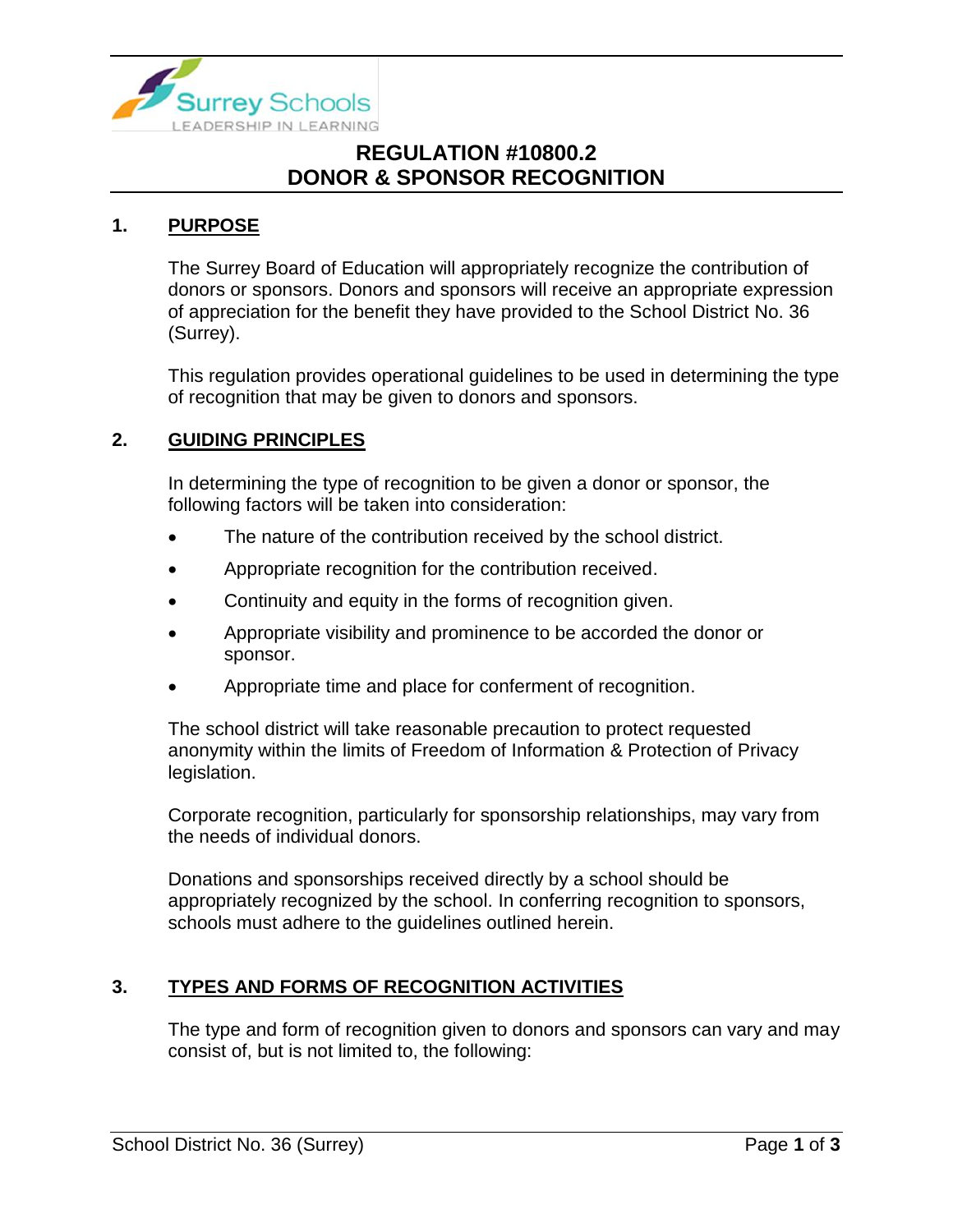# REGULATION #10800.2
# DONOR & SPONSOR RECOGNITION

## 1. PURPOSE

The Surrey Board of Education will appropriately recognize the contribution of donors or sponsors. Donors and sponsors will receive an appropriate expression of appreciation for the benefit they have provided to the School District No. 36 (Surrey).

This regulation provides operational guidelines to be used in determining the type of recognition that may be given to donors and sponsors.

## 2. GUIDING PRINCIPLES

In determining the type of recognition to be given a donor or sponsor, the following factors will be taken into consideration:

- The nature of the contribution received by the school district.
- Appropriate recognition for the contribution received.
- Continuity and equity in the forms of recognition given.
- Appropriate visibility and prominence to be accorded the donor or sponsor.
- Appropriate time and place for conferment of recognition.

The school district will take reasonable precaution to protect requested anonymity within the limits of Freedom of Information & Protection of Privacy legislation.

Corporate recognition, particularly for sponsorship relationships, may vary from the needs of individual donors.

Donations and sponsorships received directly by a school should be appropriately recognized by the school. In conferring recognition to sponsors, schools must adhere to the guidelines outlined herein.

## 3. TYPES AND FORMS OF RECOGNITION ACTIVITIES

The type and form of recognition given to donors and sponsors can vary and may consist of, but is not limited to, the following: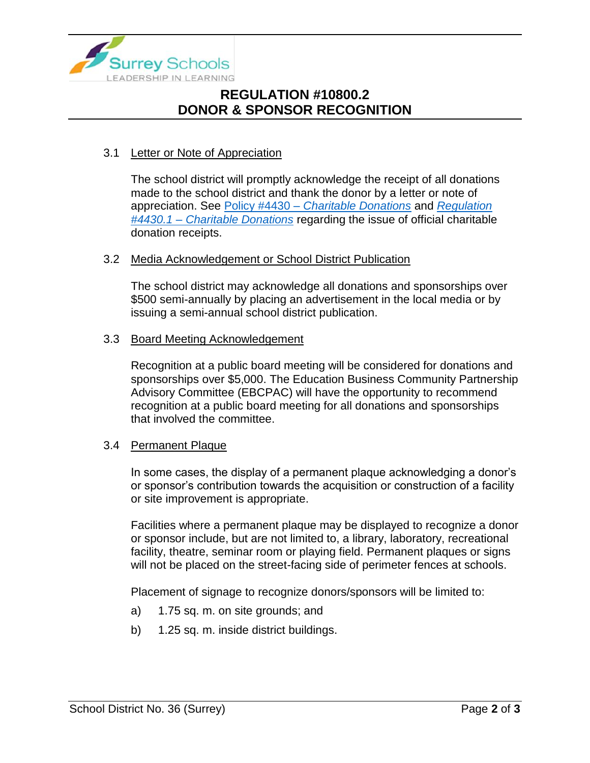### 3.1 Letter or Note of Appreciation

The school district will promptly acknowledge the receipt of all donations made to the school district and thank the donor by a letter or note of appreciation. See Policy #4430 – *Charitable Donations* and *Regulation #4430.1 – Charitable Donations* regarding the issue of official charitable donation receipts.

### 3.2 Media Acknowledgement or School District Publication

The school district may acknowledge all donations and sponsorships over $500 semi-annually by placing an advertisement in the local media or by issuing a semi-annual school district publication.

### 3.3 Board Meeting Acknowledgement

Recognition at a public board meeting will be considered for donations and sponsorships over $5,000. The Education Business Community Partnership Advisory Committee (EBCPAC) will have the opportunity to recommend recognition at a public board meeting for all donations and sponsorships that involved the committee.

### 3.4 Permanent Plaque

In some cases, the display of a permanent plaque acknowledging a donor's or sponsor's contribution towards the acquisition or construction of a facility or site improvement is appropriate.

Facilities where a permanent plaque may be displayed to recognize a donor or sponsor include, but are not limited to, a library, laboratory, recreational facility, theatre, seminar room or playing field. Permanent plaques or signs will not be placed on the street-facing side of perimeter fences at schools.

Placement of signage to recognize donors/sponsors will be limited to:

a) 1.75 sq. m. on site grounds; and

b) 1.25 sq. m. inside district buildings.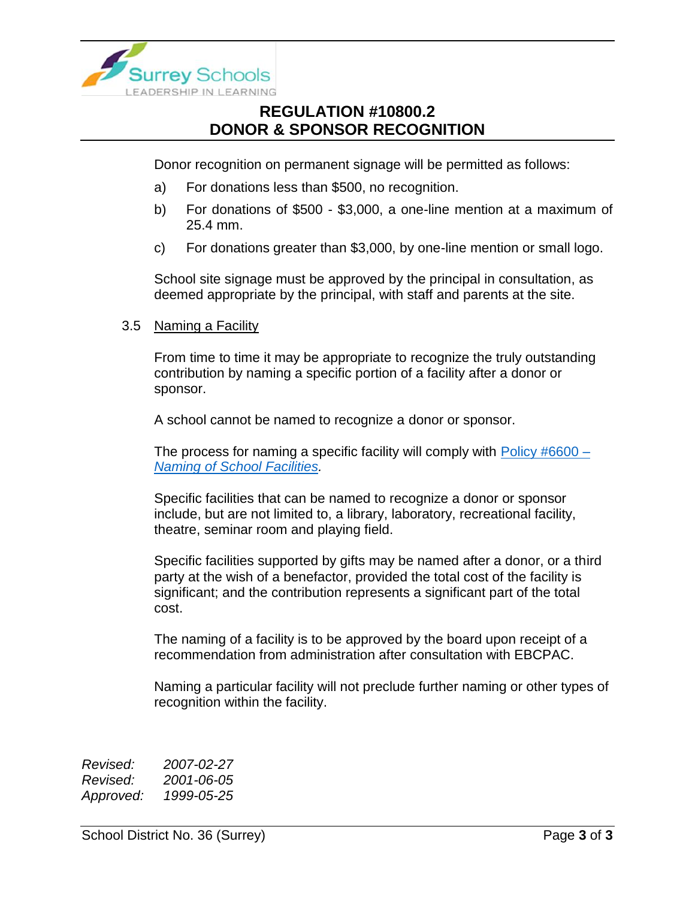Donor recognition on permanent signage will be permitted as follows:

a) For donations less than $500, no recognition.

b) For donations of $500 - $3,000, a one-line mention at a maximum of 25.4 mm.

c) For donations greater than $3,000, by one-line mention or small logo.

School site signage must be approved by the principal in consultation, as deemed appropriate by the principal, with staff and parents at the site.

3.5 Naming a Facility

From time to time it may be appropriate to recognize the truly outstanding contribution by naming a specific portion of a facility after a donor or sponsor.

A school cannot be named to recognize a donor or sponsor.

The process for naming a specific facility will comply with Policy #6600 – *Naming of School Facilities.*

Specific facilities that can be named to recognize a donor or sponsor include, but are not limited to, a library, laboratory, recreational facility, theatre, seminar room and playing field.

Specific facilities supported by gifts may be named after a donor, or a third party at the wish of a benefactor, provided the total cost of the facility is significant; and the contribution represents a significant part of the total cost.

The naming of a facility is to be approved by the board upon receipt of a recommendation from administration after consultation with EBCPAC.

Naming a particular facility will not preclude further naming or other types of recognition within the facility.

*Revised: 2007-02-27*
*Revised: 2001-06-05*
*Approved: 1999-05-25*